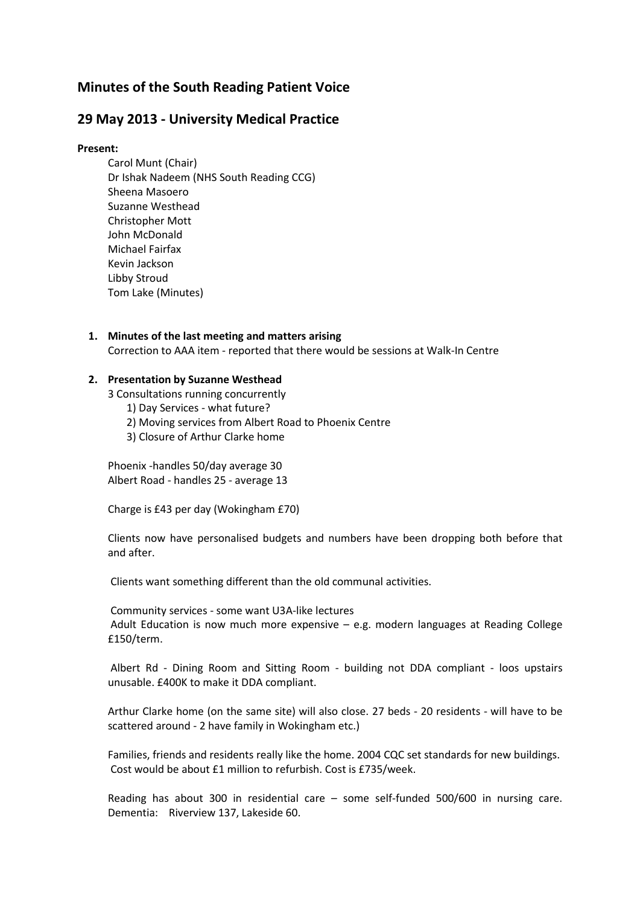# Minutes of the South Reading Patient Voice

## 29 May 2013 - University Medical Practice

**Present:**

Carol Munt (Chair)
Dr Ishak Nadeem (NHS South Reading CCG)
Sheena Masoero
Suzanne Westhead
Christopher Mott
John McDonald
Michael Fairfax
Kevin Jackson
Libby Stroud
Tom Lake (Minutes)

1. **Minutes of the last meeting and matters arising**
   Correction to AAA item - reported that there would be sessions at Walk-In Centre

2. **Presentation by Suzanne Westhead**
   3 Consultations running concurrently
   1) Day Services - what future?
   2) Moving services from Albert Road to Phoenix Centre
   3) Closure of Arthur Clarke home

   Phoenix -handles 50/day average 30
   Albert Road - handles 25 - average 13

   Charge is £43 per day (Wokingham £70)

   Clients now have personalised budgets and numbers have been dropping both before that and after.

   Clients want something different than the old communal activities.

   Community services - some want U3A-like lectures
   Adult Education is now much more expensive – e.g. modern languages at Reading College £150/term.

   Albert Rd - Dining Room and Sitting Room - building not DDA compliant - loos upstairs unusable. £400K to make it DDA compliant.

   Arthur Clarke home (on the same site) will also close. 27 beds - 20 residents - will have to be scattered around - 2 have family in Wokingham etc.)

   Families, friends and residents really like the home. 2004 CQC set standards for new buildings. Cost would be about £1 million to refurbish. Cost is £735/week.

   Reading has about 300 in residential care – some self-funded 500/600 in nursing care. Dementia: Riverview 137, Lakeside 60.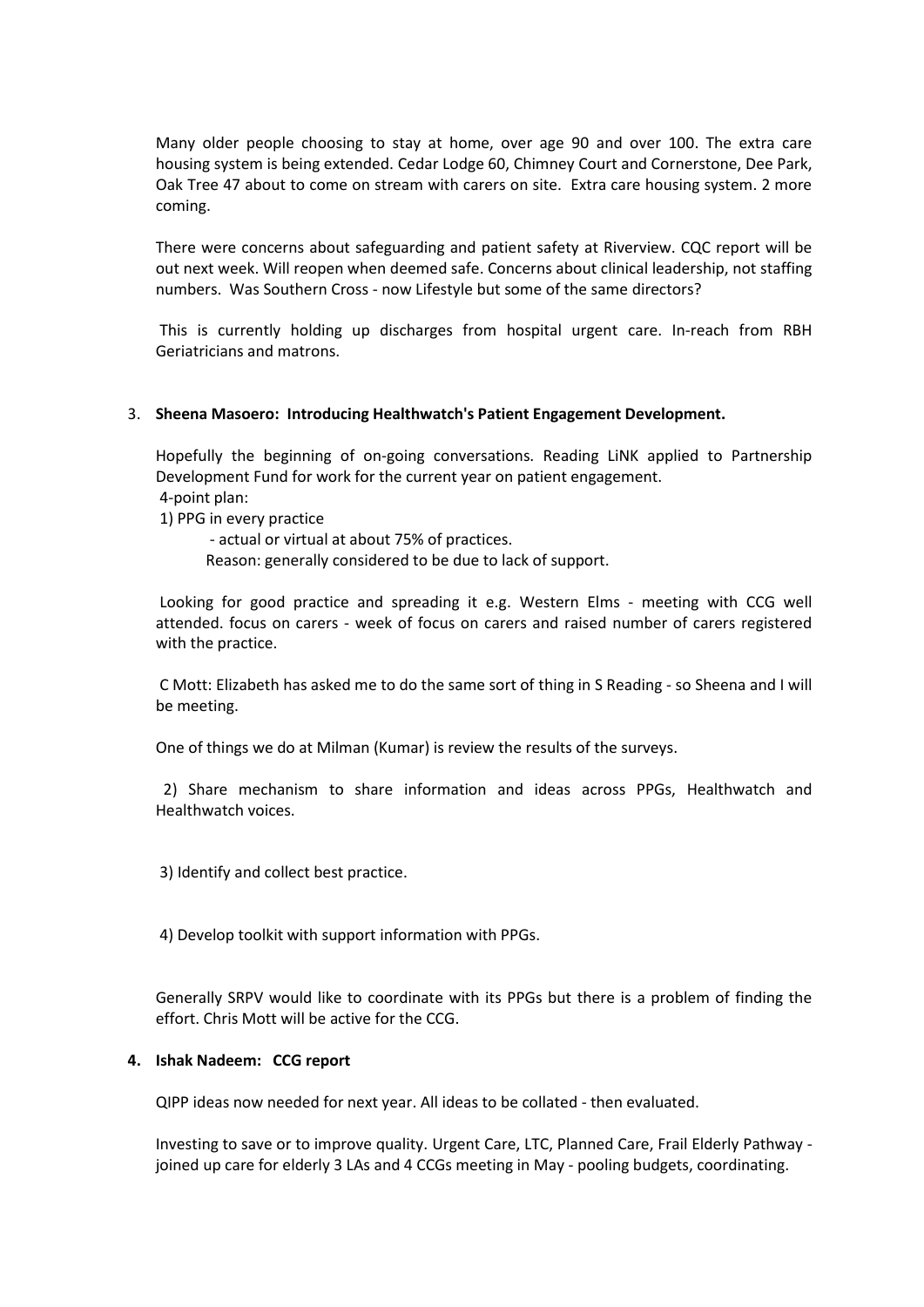Many older people choosing to stay at home, over age 90 and over 100. The extra care housing system is being extended. Cedar Lodge 60, Chimney Court and Cornerstone, Dee Park, Oak Tree 47 about to come on stream with carers on site. Extra care housing system. 2 more coming.

There were concerns about safeguarding and patient safety at Riverview. CQC report will be out next week. Will reopen when deemed safe. Concerns about clinical leadership, not staffing numbers. Was Southern Cross - now Lifestyle but some of the same directors?

This is currently holding up discharges from hospital urgent care. In-reach from RBH Geriatricians and matrons.

3. **Sheena Masoero: Introducing Healthwatch's Patient Engagement Development.**

   Hopefully the beginning of on-going conversations. Reading LiNK applied to Partnership Development Fund for work for the current year on patient engagement.
   4-point plan:
   1) PPG in every practice
      - actual or virtual at about 75% of practices.
      Reason: generally considered to be due to lack of support.

   Looking for good practice and spreading it e.g. Western Elms - meeting with CCG well attended. focus on carers - week of focus on carers and raised number of carers registered with the practice.

   C Mott: Elizabeth has asked me to do the same sort of thing in S Reading - so Sheena and I will be meeting.

   One of things we do at Milman (Kumar) is review the results of the surveys.

   2) Share mechanism to share information and ideas across PPGs, Healthwatch and Healthwatch voices.

   3) Identify and collect best practice.

   4) Develop toolkit with support information with PPGs.

   Generally SRPV would like to coordinate with its PPGs but there is a problem of finding the effort. Chris Mott will be active for the CCG.

4. **Ishak Nadeem: CCG report**

   QIPP ideas now needed for next year. All ideas to be collated - then evaluated.

   Investing to save or to improve quality. Urgent Care, LTC, Planned Care, Frail Elderly Pathway - joined up care for elderly 3 LAs and 4 CCGs meeting in May - pooling budgets, coordinating.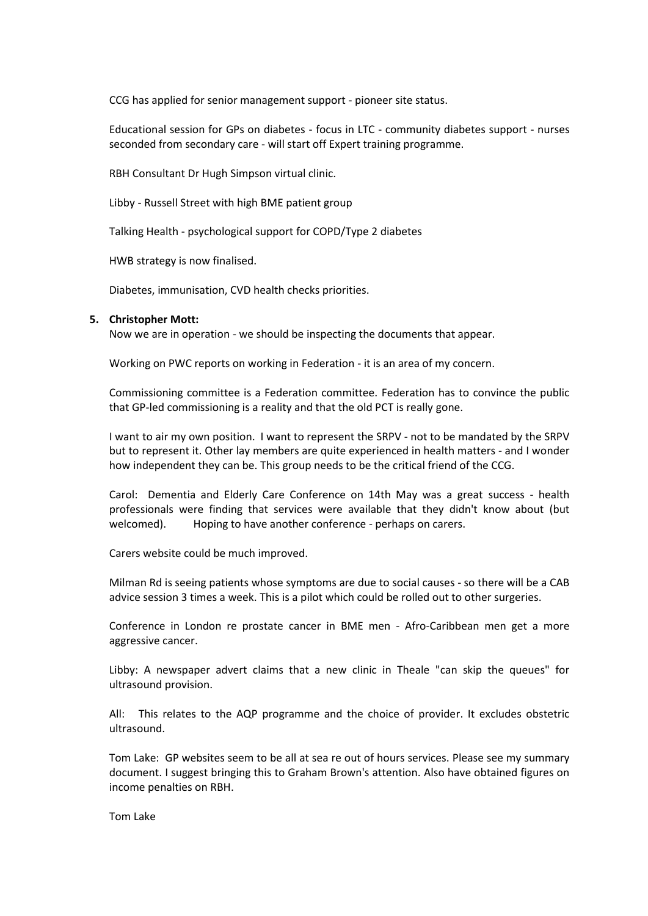CCG has applied for senior management support - pioneer site status.

Educational session for GPs on diabetes - focus in LTC - community diabetes support - nurses seconded from secondary care - will start off Expert training programme.

RBH Consultant Dr Hugh Simpson virtual clinic.

Libby - Russell Street with high BME patient group

Talking Health - psychological support for COPD/Type 2 diabetes

HWB strategy is now finalised.

Diabetes, immunisation, CVD health checks priorities.

5. **Christopher Mott:**

Now we are in operation - we should be inspecting the documents that appear.

Working on PWC reports on working in Federation - it is an area of my concern.

Commissioning committee is a Federation committee. Federation has to convince the public that GP-led commissioning is a reality and that the old PCT is really gone.

I want to air my own position. I want to represent the SRPV - not to be mandated by the SRPV but to represent it. Other lay members are quite experienced in health matters - and I wonder how independent they can be. This group needs to be the critical friend of the CCG.

Carol: Dementia and Elderly Care Conference on 14th May was a great success - health professionals were finding that services were available that they didn't know about (but welcomed). Hoping to have another conference - perhaps on carers.

Carers website could be much improved.

Milman Rd is seeing patients whose symptoms are due to social causes - so there will be a CAB advice session 3 times a week. This is a pilot which could be rolled out to other surgeries.

Conference in London re prostate cancer in BME men - Afro-Caribbean men get a more aggressive cancer.

Libby: A newspaper advert claims that a new clinic in Theale "can skip the queues" for ultrasound provision.

All: This relates to the AQP programme and the choice of provider. It excludes obstetric ultrasound.

Tom Lake: GP websites seem to be all at sea re out of hours services. Please see my summary document. I suggest bringing this to Graham Brown's attention. Also have obtained figures on income penalties on RBH.

Tom Lake